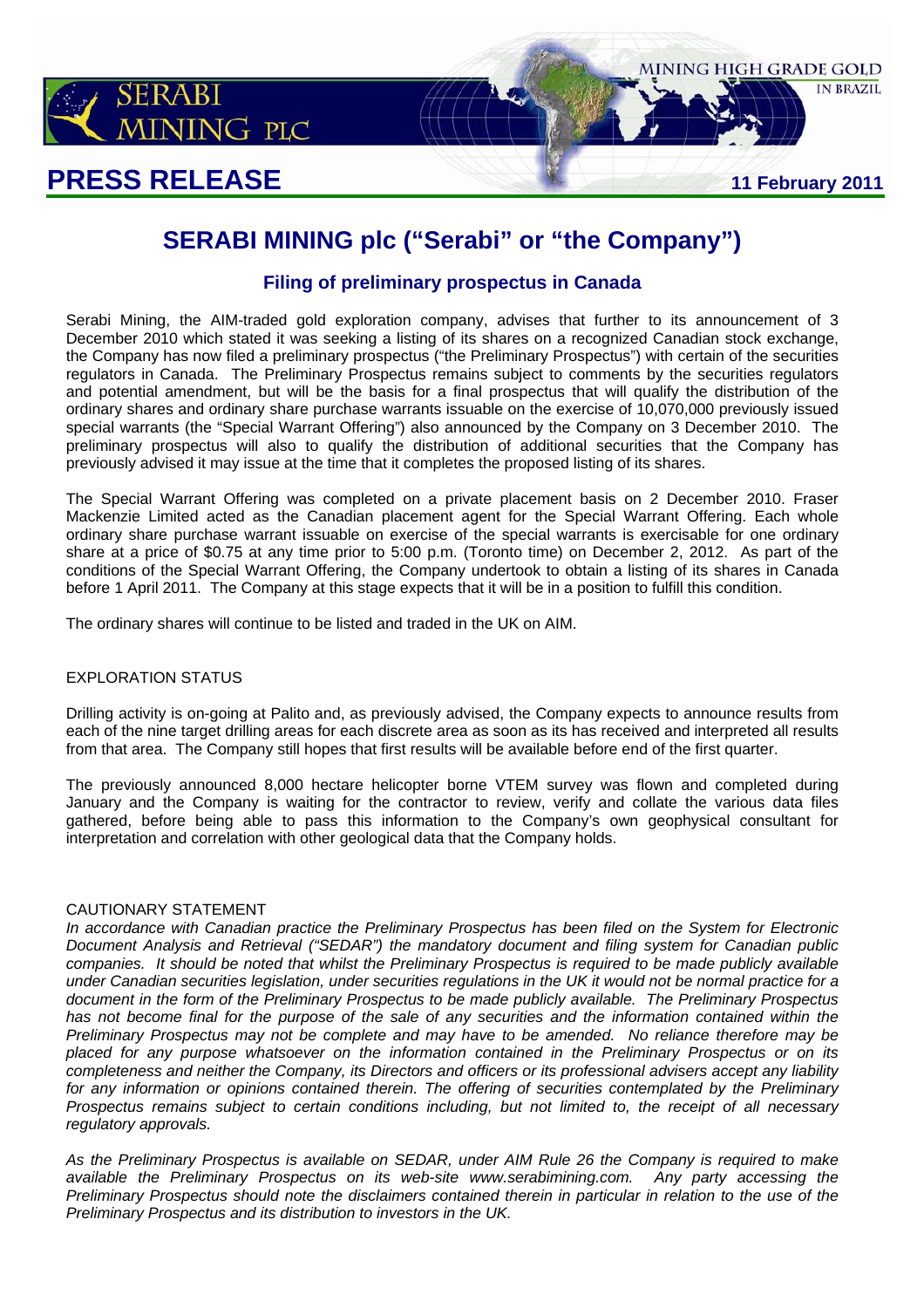# PRESS RELEASE

**11 February 2011**

## SERABI MINING plc ("Serabi" or "the Company")

### Filing of preliminary prospectus in Canada

Serabi Mining, the AIM-traded gold exploration company, advises that further to its announcement of 3 December 2010 which stated it was seeking a listing of its shares on a recognized Canadian stock exchange, the Company has now filed a preliminary prospectus ("the Preliminary Prospectus") with certain of the securities regulators in Canada. The Preliminary Prospectus remains subject to comments by the securities regulators and potential amendment, but will be the basis for a final prospectus that will qualify the distribution of the ordinary shares and ordinary share purchase warrants issuable on the exercise of 10,070,000 previously issued special warrants (the "Special Warrant Offering") also announced by the Company on 3 December 2010. The preliminary prospectus will also to qualify the distribution of additional securities that the Company has previously advised it may issue at the time that it completes the proposed listing of its shares.

The Special Warrant Offering was completed on a private placement basis on 2 December 2010. Fraser Mackenzie Limited acted as the Canadian placement agent for the Special Warrant Offering. Each whole ordinary share purchase warrant issuable on exercise of the special warrants is exercisable for one ordinary share at a price of $0.75 at any time prior to 5:00 p.m. (Toronto time) on December 2, 2012. As part of the conditions of the Special Warrant Offering, the Company undertook to obtain a listing of its shares in Canada before 1 April 2011. The Company at this stage expects that it will be in a position to fulfill this condition.

The ordinary shares will continue to be listed and traded in the UK on AIM.

EXPLORATION STATUS

Drilling activity is on-going at Palito and, as previously advised, the Company expects to announce results from each of the nine target drilling areas for each discrete area as soon as its has received and interpreted all results from that area. The Company still hopes that first results will be available before end of the first quarter.

The previously announced 8,000 hectare helicopter borne VTEM survey was flown and completed during January and the Company is waiting for the contractor to review, verify and collate the various data files gathered, before being able to pass this information to the Company's own geophysical consultant for interpretation and correlation with other geological data that the Company holds.

CAUTIONARY STATEMENT

*In accordance with Canadian practice the Preliminary Prospectus has been filed on the System for Electronic Document Analysis and Retrieval ("SEDAR") the mandatory document and filing system for Canadian public companies. It should be noted that whilst the Preliminary Prospectus is required to be made publicly available under Canadian securities legislation, under securities regulations in the UK it would not be normal practice for a document in the form of the Preliminary Prospectus to be made publicly available. The Preliminary Prospectus has not become final for the purpose of the sale of any securities and the information contained within the Preliminary Prospectus may not be complete and may have to be amended. No reliance therefore may be placed for any purpose whatsoever on the information contained in the Preliminary Prospectus or on its completeness and neither the Company, its Directors and officers or its professional advisers accept any liability for any information or opinions contained therein. The offering of securities contemplated by the Preliminary Prospectus remains subject to certain conditions including, but not limited to, the receipt of all necessary regulatory approvals.*

*As the Preliminary Prospectus is available on SEDAR, under AIM Rule 26 the Company is required to make available the Preliminary Prospectus on its web-site www.serabimining.com. Any party accessing the Preliminary Prospectus should note the disclaimers contained therein in particular in relation to the use of the Preliminary Prospectus and its distribution to investors in the UK.*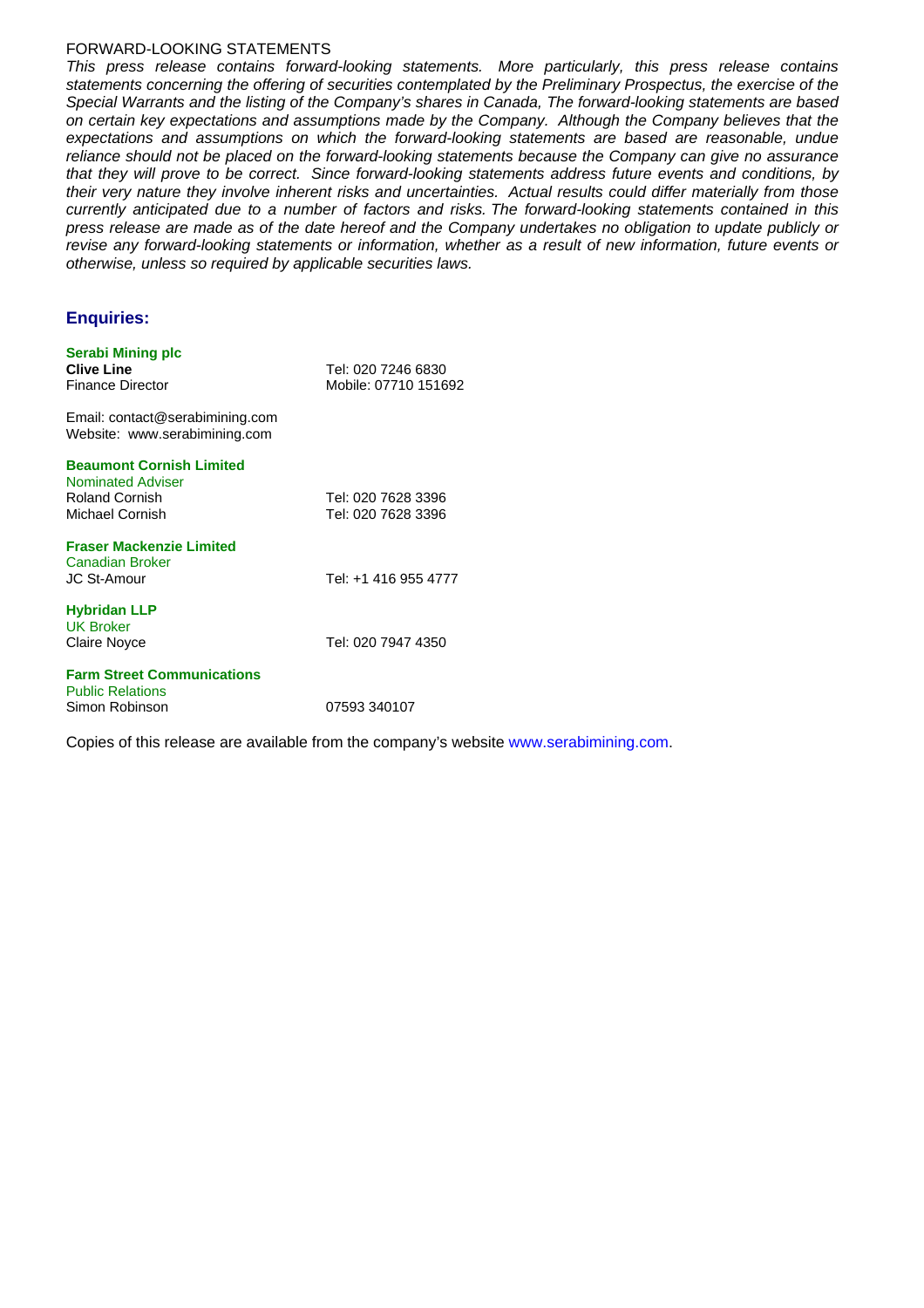FORWARD-LOOKING STATEMENTS

*This press release contains forward-looking statements. More particularly, this press release contains statements concerning the offering of securities contemplated by the Preliminary Prospectus, the exercise of the Special Warrants and the listing of the Company's shares in Canada, The forward-looking statements are based on certain key expectations and assumptions made by the Company. Although the Company believes that the expectations and assumptions on which the forward-looking statements are based are reasonable, undue reliance should not be placed on the forward-looking statements because the Company can give no assurance that they will prove to be correct. Since forward-looking statements address future events and conditions, by their very nature they involve inherent risks and uncertainties. Actual results could differ materially from those currently anticipated due to a number of factors and risks. The forward-looking statements contained in this press release are made as of the date hereof and the Company undertakes no obligation to update publicly or revise any forward-looking statements or information, whether as a result of new information, future events or otherwise, unless so required by applicable securities laws.*

## Enquiries:

**Serabi Mining plc**
**Clive Line** — Tel: 020 7246 6830
Finance Director — Mobile: 07710 151692

Email: contact@serabimining.com
Website: www.serabimining.com

**Beaumont Cornish Limited**
Nominated Adviser
Roland Cornish — Tel: 020 7628 3396
Michael Cornish — Tel: 020 7628 3396

**Fraser Mackenzie Limited**
Canadian Broker
JC St-Amour — Tel: +1 416 955 4777

**Hybridan LLP**
UK Broker
Claire Noyce — Tel: 020 7947 4350

**Farm Street Communications**
Public Relations
Simon Robinson — 07593 340107

Copies of this release are available from the company's website www.serabimining.com.